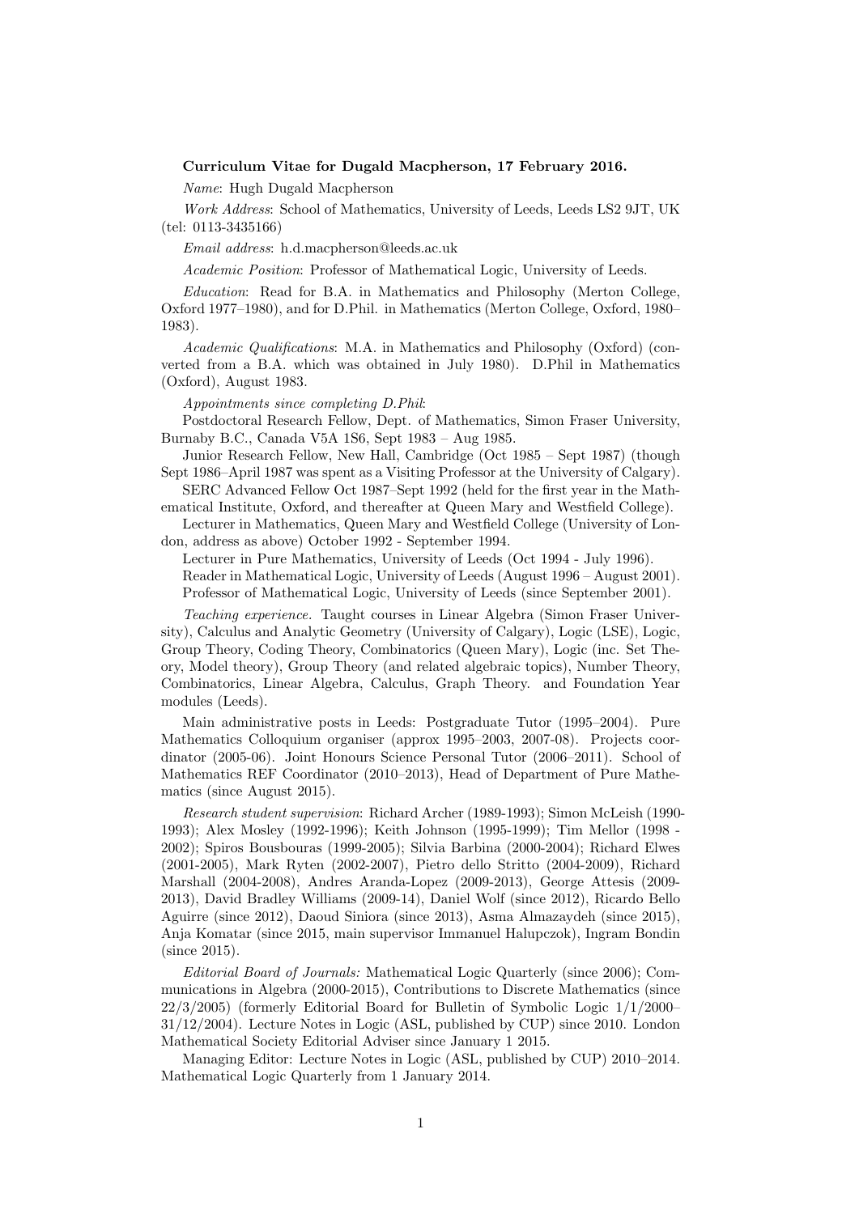**Curriculum Vitae for Dugald Macpherson, 17 February 2016.**

*Name*: Hugh Dugald Macpherson

*Work Address*: School of Mathematics, University of Leeds, Leeds LS2 9JT, UK (tel: 0113-3435166)

*Email address*: h.d.macpherson@leeds.ac.uk

*Academic Position*: Professor of Mathematical Logic, University of Leeds.

*Education*: Read for B.A. in Mathematics and Philosophy (Merton College, Oxford 1977–1980), and for D.Phil. in Mathematics (Merton College, Oxford, 1980–1983).

*Academic Qualifications*: M.A. in Mathematics and Philosophy (Oxford) (converted from a B.A. which was obtained in July 1980). D.Phil in Mathematics (Oxford), August 1983.

*Appointments since completing D.Phil*:

Postdoctoral Research Fellow, Dept. of Mathematics, Simon Fraser University, Burnaby B.C., Canada V5A 1S6, Sept 1983 – Aug 1985.

Junior Research Fellow, New Hall, Cambridge (Oct 1985 – Sept 1987) (though Sept 1986–April 1987 was spent as a Visiting Professor at the University of Calgary).

SERC Advanced Fellow Oct 1987–Sept 1992 (held for the first year in the Mathematical Institute, Oxford, and thereafter at Queen Mary and Westfield College).

Lecturer in Mathematics, Queen Mary and Westfield College (University of London, address as above) October 1992 - September 1994.

Lecturer in Pure Mathematics, University of Leeds (Oct 1994 - July 1996).

Reader in Mathematical Logic, University of Leeds (August 1996 – August 2001).

Professor of Mathematical Logic, University of Leeds (since September 2001).

*Teaching experience.* Taught courses in Linear Algebra (Simon Fraser University), Calculus and Analytic Geometry (University of Calgary), Logic (LSE), Logic, Group Theory, Coding Theory, Combinatorics (Queen Mary), Logic (inc. Set Theory, Model theory), Group Theory (and related algebraic topics), Number Theory, Combinatorics, Linear Algebra, Calculus, Graph Theory. and Foundation Year modules (Leeds).

Main administrative posts in Leeds: Postgraduate Tutor (1995–2004). Pure Mathematics Colloquium organiser (approx 1995–2003, 2007-08). Projects coordinator (2005-06). Joint Honours Science Personal Tutor (2006–2011). School of Mathematics REF Coordinator (2010–2013), Head of Department of Pure Mathematics (since August 2015).

*Research student supervision*: Richard Archer (1989-1993); Simon McLeish (1990-1993); Alex Mosley (1992-1996); Keith Johnson (1995-1999); Tim Mellor (1998 - 2002); Spiros Bousbouras (1999-2005); Silvia Barbina (2000-2004); Richard Elwes (2001-2005), Mark Ryten (2002-2007), Pietro dello Stritto (2004-2009), Richard Marshall (2004-2008), Andres Aranda-Lopez (2009-2013), George Attesis (2009-2013), David Bradley Williams (2009-14), Daniel Wolf (since 2012), Ricardo Bello Aguirre (since 2012), Daoud Siniora (since 2013), Asma Almazaydeh (since 2015), Anja Komatar (since 2015, main supervisor Immanuel Halupczok), Ingram Bondin (since 2015).

*Editorial Board of Journals:* Mathematical Logic Quarterly (since 2006); Communications in Algebra (2000-2015), Contributions to Discrete Mathematics (since 22/3/2005) (formerly Editorial Board for Bulletin of Symbolic Logic 1/1/2000–31/12/2004). Lecture Notes in Logic (ASL, published by CUP) since 2010. London Mathematical Society Editorial Adviser since January 1 2015.

Managing Editor: Lecture Notes in Logic (ASL, published by CUP) 2010–2014. Mathematical Logic Quarterly from 1 January 2014.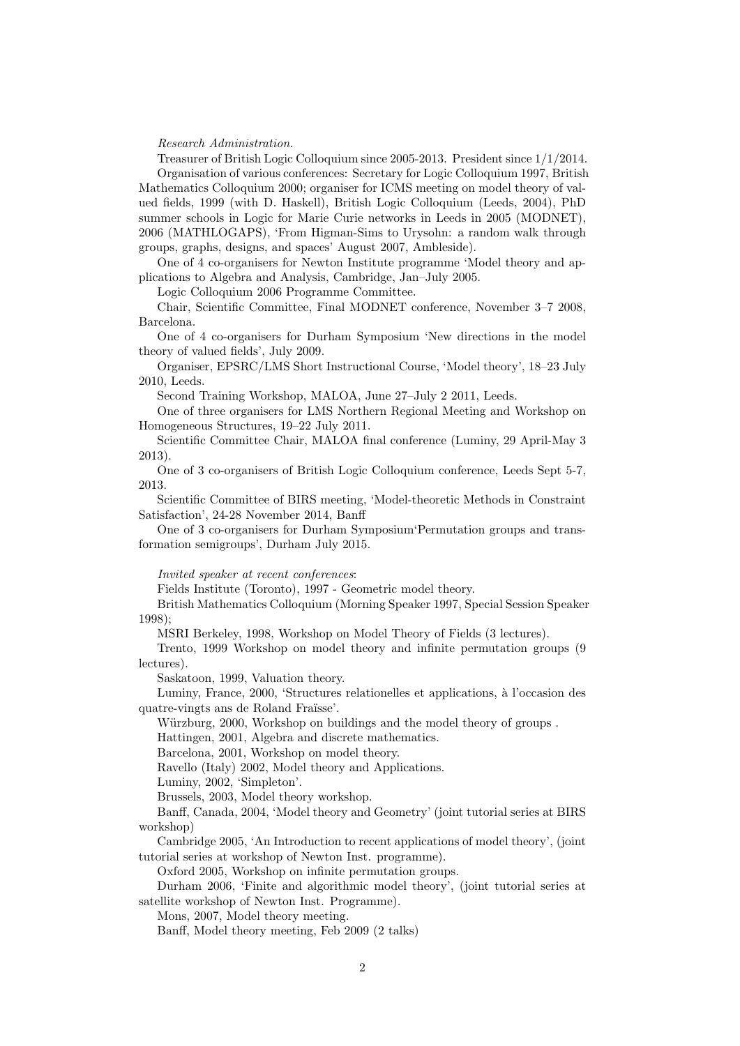*Research Administration.*

Treasurer of British Logic Colloquium since 2005-2013. President since 1/1/2014.

Organisation of various conferences: Secretary for Logic Colloquium 1997, British Mathematics Colloquium 2000; organiser for ICMS meeting on model theory of valued fields, 1999 (with D. Haskell), British Logic Colloquium (Leeds, 2004), PhD summer schools in Logic for Marie Curie networks in Leeds in 2005 (MODNET), 2006 (MATHLOGAPS), 'From Higman-Sims to Urysohn: a random walk through groups, graphs, designs, and spaces' August 2007, Ambleside).

One of 4 co-organisers for Newton Institute programme 'Model theory and applications to Algebra and Analysis, Cambridge, Jan–July 2005.

Logic Colloquium 2006 Programme Committee.

Chair, Scientific Committee, Final MODNET conference, November 3–7 2008, Barcelona.

One of 4 co-organisers for Durham Symposium 'New directions in the model theory of valued fields', July 2009.

Organiser, EPSRC/LMS Short Instructional Course, 'Model theory', 18–23 July 2010, Leeds.

Second Training Workshop, MALOA, June 27–July 2 2011, Leeds.

One of three organisers for LMS Northern Regional Meeting and Workshop on Homogeneous Structures, 19–22 July 2011.

Scientific Committee Chair, MALOA final conference (Luminy, 29 April-May 3 2013).

One of 3 co-organisers of British Logic Colloquium conference, Leeds Sept 5-7, 2013.

Scientific Committee of BIRS meeting, 'Model-theoretic Methods in Constraint Satisfaction', 24-28 November 2014, Banff

One of 3 co-organisers for Durham Symposium'Permutation groups and transformation semigroups', Durham July 2015.

*Invited speaker at recent conferences*:

Fields Institute (Toronto), 1997 - Geometric model theory.

British Mathematics Colloquium (Morning Speaker 1997, Special Session Speaker 1998);

MSRI Berkeley, 1998, Workshop on Model Theory of Fields (3 lectures).

Trento, 1999 Workshop on model theory and infinite permutation groups (9 lectures).

Saskatoon, 1999, Valuation theory.

Luminy, France, 2000, 'Structures relationelles et applications, à l'occasion des quatre-vingts ans de Roland Fraïsse'.

Würzburg, 2000, Workshop on buildings and the model theory of groups .

Hattingen, 2001, Algebra and discrete mathematics.

Barcelona, 2001, Workshop on model theory.

Ravello (Italy) 2002, Model theory and Applications.

Luminy, 2002, 'Simpleton'.

Brussels, 2003, Model theory workshop.

Banff, Canada, 2004, 'Model theory and Geometry' (joint tutorial series at BIRS workshop)

Cambridge 2005, 'An Introduction to recent applications of model theory', (joint tutorial series at workshop of Newton Inst. programme).

Oxford 2005, Workshop on infinite permutation groups.

Durham 2006, 'Finite and algorithmic model theory', (joint tutorial series at satellite workshop of Newton Inst. Programme).

Mons, 2007, Model theory meeting.

Banff, Model theory meeting, Feb 2009 (2 talks)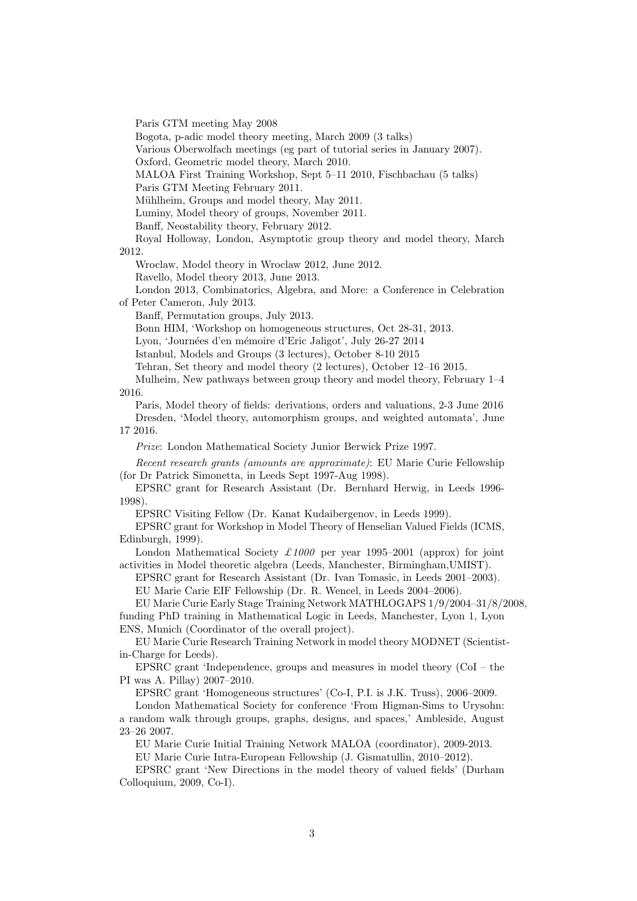Paris GTM meeting May 2008

Bogota, p-adic model theory meeting, March 2009 (3 talks)

Various Oberwolfach meetings (eg part of tutorial series in January 2007).

Oxford, Geometric model theory, March 2010.

MALOA First Training Workshop, Sept 5–11 2010, Fischbachau (5 talks)

Paris GTM Meeting February 2011.

Mühlheim, Groups and model theory, May 2011.

Luminy, Model theory of groups, November 2011.

Banff, Neostability theory, February 2012.

Royal Holloway, London, Asymptotic group theory and model theory, March 2012.

Wroclaw, Model theory in Wroclaw 2012, June 2012.

Ravello, Model theory 2013, June 2013.

London 2013, Combinatorics, Algebra, and More: a Conference in Celebration of Peter Cameron, July 2013.

Banff, Permutation groups, July 2013.

Bonn HIM, 'Workshop on homogeneous structures, Oct 28-31, 2013.

Lyon, 'Journées d'en mémoire d'Eric Jaligot', July 26-27 2014

Istanbul, Models and Groups (3 lectures), October 8-10 2015

Tehran, Set theory and model theory (2 lectures), October 12–16 2015.

Mulheim, New pathways between group theory and model theory, February 1–4 2016.

Paris, Model theory of fields: derivations, orders and valuations, 2-3 June 2016

Dresden, 'Model theory, automorphism groups, and weighted automata', June 17 2016.

*Prize*: London Mathematical Society Junior Berwick Prize 1997.

*Recent research grants (amounts are approximate)*: EU Marie Curie Fellowship (for Dr Patrick Simonetta, in Leeds Sept 1997-Aug 1998).

EPSRC grant for Research Assistant (Dr. Bernhard Herwig, in Leeds 1996-1998).

EPSRC Visiting Fellow (Dr. Kanat Kudaibergenov, in Leeds 1999).

EPSRC grant for Workshop in Model Theory of Henselian Valued Fields (ICMS, Edinburgh, 1999).

London Mathematical Society *£1000* per year 1995–2001 (approx) for joint activities in Model theoretic algebra (Leeds, Manchester, Birmingham,UMIST).

EPSRC grant for Research Assistant (Dr. Ivan Tomasic, in Leeds 2001–2003).

EU Marie Carie EIF Fellowship (Dr. R. Wencel, in Leeds 2004–2006).

EU Marie Curie Early Stage Training Network MATHLOGAPS 1/9/2004–31/8/2008, funding PhD training in Mathematical Logic in Leeds, Manchester, Lyon 1, Lyon ENS, Munich (Coordinator of the overall project).

EU Marie Curie Research Training Network in model theory MODNET (Scientist-in-Charge for Leeds).

EPSRC grant 'Independence, groups and measures in model theory (CoI – the PI was A. Pillay) 2007–2010.

EPSRC grant 'Homogeneous structures' (Co-I, P.I. is J.K. Truss), 2006–2009.

London Mathematical Society for conference 'From Higman-Sims to Urysohn: a random walk through groups, graphs, designs, and spaces,' Ambleside, August 23–26 2007.

EU Marie Curie Initial Training Network MALOA (coordinator), 2009-2013.

EU Marie Curie Intra-European Fellowship (J. Gismatullin, 2010–2012).

EPSRC grant 'New Directions in the model theory of valued fields' (Durham Colloquium, 2009, Co-I).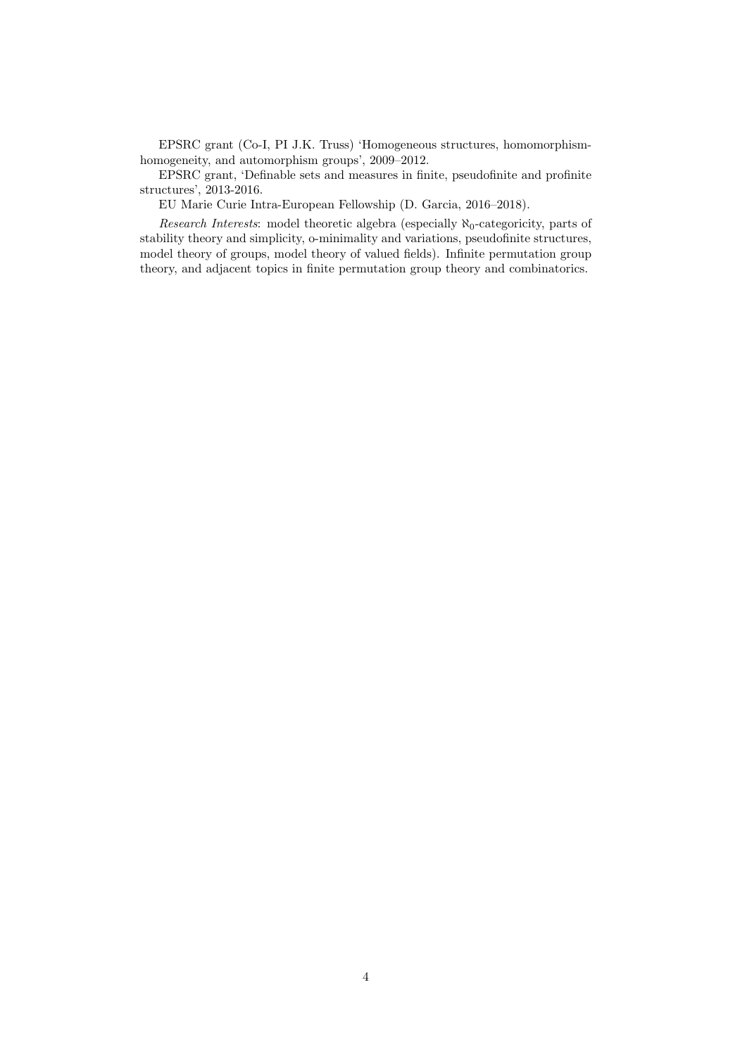EPSRC grant (Co-I, PI J.K. Truss) 'Homogeneous structures, homomorphism-homogeneity, and automorphism groups', 2009–2012.

EPSRC grant, 'Definable sets and measures in finite, pseudofinite and profinite structures', 2013-2016.

EU Marie Curie Intra-European Fellowship (D. Garcia, 2016–2018).

*Research Interests*: model theoretic algebra (especially $\aleph_0$-categoricity, parts of stability theory and simplicity, o-minimality and variations, pseudofinite structures, model theory of groups, model theory of valued fields). Infinite permutation group theory, and adjacent topics in finite permutation group theory and combinatorics.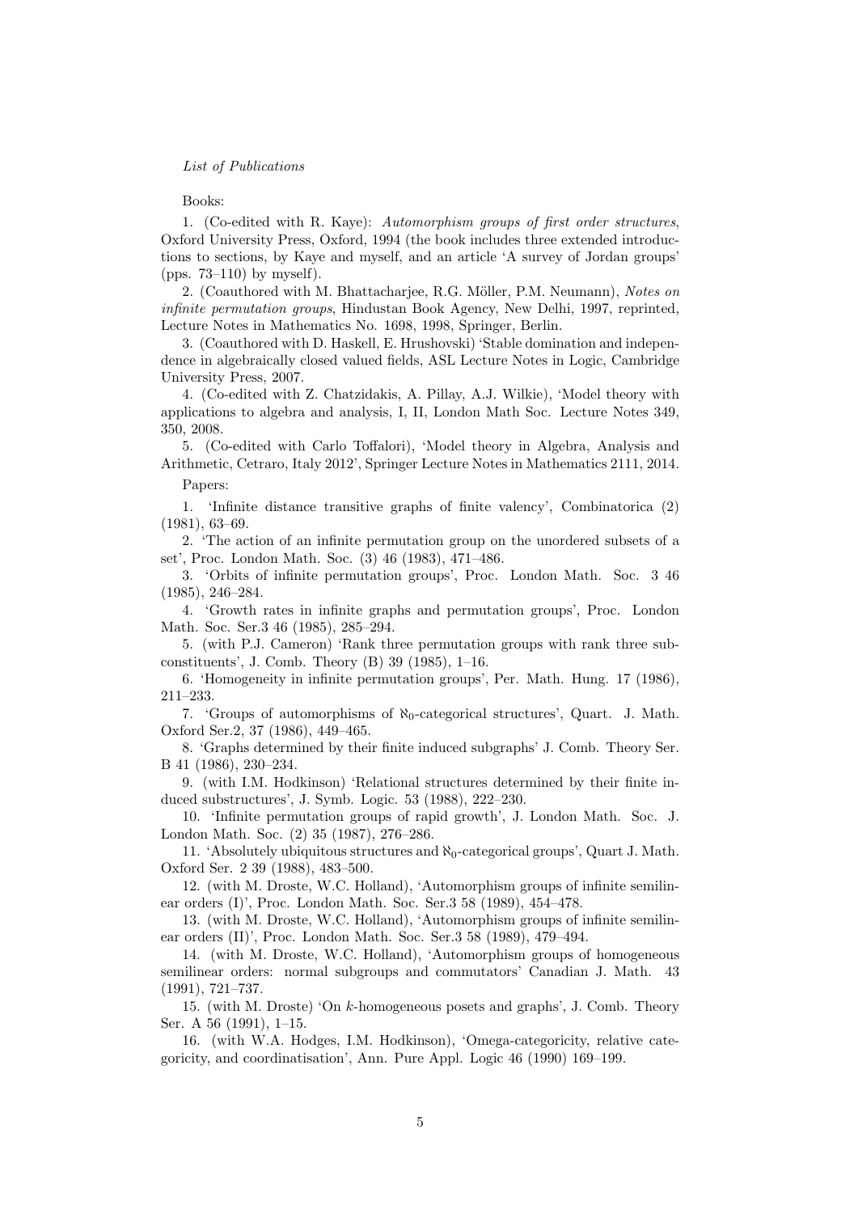*List of Publications*

Books:

1. (Co-edited with R. Kaye): *Automorphism groups of first order structures*, Oxford University Press, Oxford, 1994 (the book includes three extended introductions to sections, by Kaye and myself, and an article 'A survey of Jordan groups' (pps. 73–110) by myself).

2. (Coauthored with M. Bhattacharjee, R.G. Möller, P.M. Neumann), *Notes on infinite permutation groups*, Hindustan Book Agency, New Delhi, 1997, reprinted, Lecture Notes in Mathematics No. 1698, 1998, Springer, Berlin.

3. (Coauthored with D. Haskell, E. Hrushovski) 'Stable domination and independence in algebraically closed valued fields, ASL Lecture Notes in Logic, Cambridge University Press, 2007.

4. (Co-edited with Z. Chatzidakis, A. Pillay, A.J. Wilkie), 'Model theory with applications to algebra and analysis, I, II, London Math Soc. Lecture Notes 349, 350, 2008.

5. (Co-edited with Carlo Toffalori), 'Model theory in Algebra, Analysis and Arithmetic, Cetraro, Italy 2012', Springer Lecture Notes in Mathematics 2111, 2014.

Papers:

1. 'Infinite distance transitive graphs of finite valency', Combinatorica (2) (1981), 63–69.

2. 'The action of an infinite permutation group on the unordered subsets of a set', Proc. London Math. Soc. (3) 46 (1983), 471–486.

3. 'Orbits of infinite permutation groups', Proc. London Math. Soc. 3 46 (1985), 246–284.

4. 'Growth rates in infinite graphs and permutation groups', Proc. London Math. Soc. Ser.3 46 (1985), 285–294.

5. (with P.J. Cameron) 'Rank three permutation groups with rank three subconstituents', J. Comb. Theory (B) 39 (1985), 1–16.

6. 'Homogeneity in infinite permutation groups', Per. Math. Hung. 17 (1986), 211–233.

7. 'Groups of automorphisms of $\aleph_0$-categorical structures', Quart. J. Math. Oxford Ser.2, 37 (1986), 449–465.

8. 'Graphs determined by their finite induced subgraphs' J. Comb. Theory Ser. B 41 (1986), 230–234.

9. (with I.M. Hodkinson) 'Relational structures determined by their finite induced substructures', J. Symb. Logic. 53 (1988), 222–230.

10. 'Infinite permutation groups of rapid growth', J. London Math. Soc. J. London Math. Soc. (2) 35 (1987), 276–286.

11. 'Absolutely ubiquitous structures and $\aleph_0$-categorical groups', Quart J. Math. Oxford Ser. 2 39 (1988), 483–500.

12. (with M. Droste, W.C. Holland), 'Automorphism groups of infinite semilinear orders (I)', Proc. London Math. Soc. Ser.3 58 (1989), 454–478.

13. (with M. Droste, W.C. Holland), 'Automorphism groups of infinite semilinear orders (II)', Proc. London Math. Soc. Ser.3 58 (1989), 479–494.

14. (with M. Droste, W.C. Holland), 'Automorphism groups of homogeneous semilinear orders: normal subgroups and commutators' Canadian J. Math. 43 (1991), 721–737.

15. (with M. Droste) 'On $k$-homogeneous posets and graphs', J. Comb. Theory Ser. A 56 (1991), 1–15.

16. (with W.A. Hodges, I.M. Hodkinson), 'Omega-categoricity, relative categoricity, and coordinatisation', Ann. Pure Appl. Logic 46 (1990) 169–199.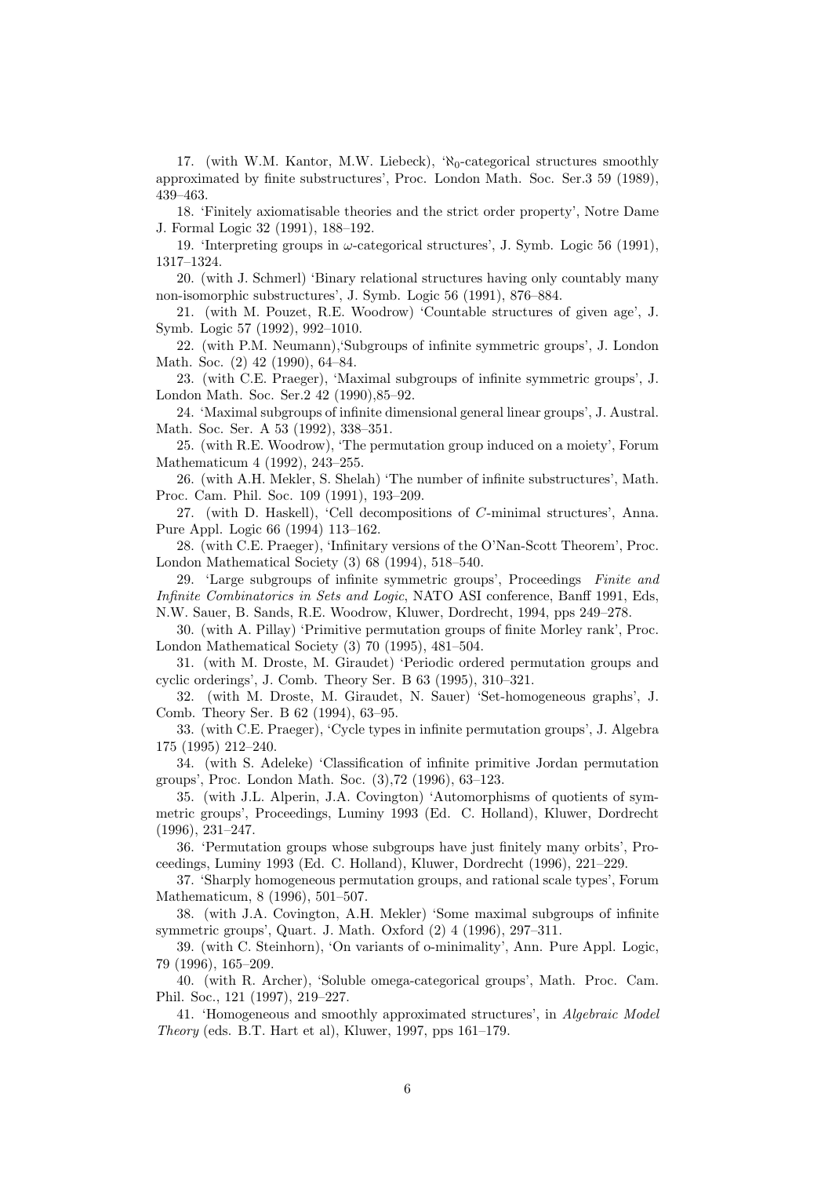17. (with W.M. Kantor, M.W. Liebeck), '$\aleph_0$-categorical structures smoothly approximated by finite substructures', Proc. London Math. Soc. Ser.3 59 (1989), 439–463.

18. 'Finitely axiomatisable theories and the strict order property', Notre Dame J. Formal Logic 32 (1991), 188–192.

19. 'Interpreting groups in $\omega$-categorical structures', J. Symb. Logic 56 (1991), 1317–1324.

20. (with J. Schmerl) 'Binary relational structures having only countably many non-isomorphic substructures', J. Symb. Logic 56 (1991), 876–884.

21. (with M. Pouzet, R.E. Woodrow) 'Countable structures of given age', J. Symb. Logic 57 (1992), 992–1010.

22. (with P.M. Neumann),'Subgroups of infinite symmetric groups', J. London Math. Soc. (2) 42 (1990), 64–84.

23. (with C.E. Praeger), 'Maximal subgroups of infinite symmetric groups', J. London Math. Soc. Ser.2 42 (1990),85–92.

24. 'Maximal subgroups of infinite dimensional general linear groups', J. Austral. Math. Soc. Ser. A 53 (1992), 338–351.

25. (with R.E. Woodrow), 'The permutation group induced on a moiety', Forum Mathematicum 4 (1992), 243–255.

26. (with A.H. Mekler, S. Shelah) 'The number of infinite substructures', Math. Proc. Cam. Phil. Soc. 109 (1991), 193–209.

27. (with D. Haskell), 'Cell decompositions of $C$-minimal structures', Anna. Pure Appl. Logic 66 (1994) 113–162.

28. (with C.E. Praeger), 'Infinitary versions of the O'Nan-Scott Theorem', Proc. London Mathematical Society (3) 68 (1994), 518–540.

29. 'Large subgroups of infinite symmetric groups', Proceedings *Finite and Infinite Combinatorics in Sets and Logic*, NATO ASI conference, Banff 1991, Eds, N.W. Sauer, B. Sands, R.E. Woodrow, Kluwer, Dordrecht, 1994, pps 249–278.

30. (with A. Pillay) 'Primitive permutation groups of finite Morley rank', Proc. London Mathematical Society (3) 70 (1995), 481–504.

31. (with M. Droste, M. Giraudet) 'Periodic ordered permutation groups and cyclic orderings', J. Comb. Theory Ser. B 63 (1995), 310–321.

32. (with M. Droste, M. Giraudet, N. Sauer) 'Set-homogeneous graphs', J. Comb. Theory Ser. B 62 (1994), 63–95.

33. (with C.E. Praeger), 'Cycle types in infinite permutation groups', J. Algebra 175 (1995) 212–240.

34. (with S. Adeleke) 'Classification of infinite primitive Jordan permutation groups', Proc. London Math. Soc. (3),72 (1996), 63–123.

35. (with J.L. Alperin, J.A. Covington) 'Automorphisms of quotients of symmetric groups', Proceedings, Luminy 1993 (Ed. C. Holland), Kluwer, Dordrecht (1996), 231–247.

36. 'Permutation groups whose subgroups have just finitely many orbits', Proceedings, Luminy 1993 (Ed. C. Holland), Kluwer, Dordrecht (1996), 221–229.

37. 'Sharply homogeneous permutation groups, and rational scale types', Forum Mathematicum, 8 (1996), 501–507.

38. (with J.A. Covington, A.H. Mekler) 'Some maximal subgroups of infinite symmetric groups', Quart. J. Math. Oxford (2) 4 (1996), 297–311.

39. (with C. Steinhorn), 'On variants of o-minimality', Ann. Pure Appl. Logic, 79 (1996), 165–209.

40. (with R. Archer), 'Soluble omega-categorical groups', Math. Proc. Cam. Phil. Soc., 121 (1997), 219–227.

41. 'Homogeneous and smoothly approximated structures', in *Algebraic Model Theory* (eds. B.T. Hart et al), Kluwer, 1997, pps 161–179.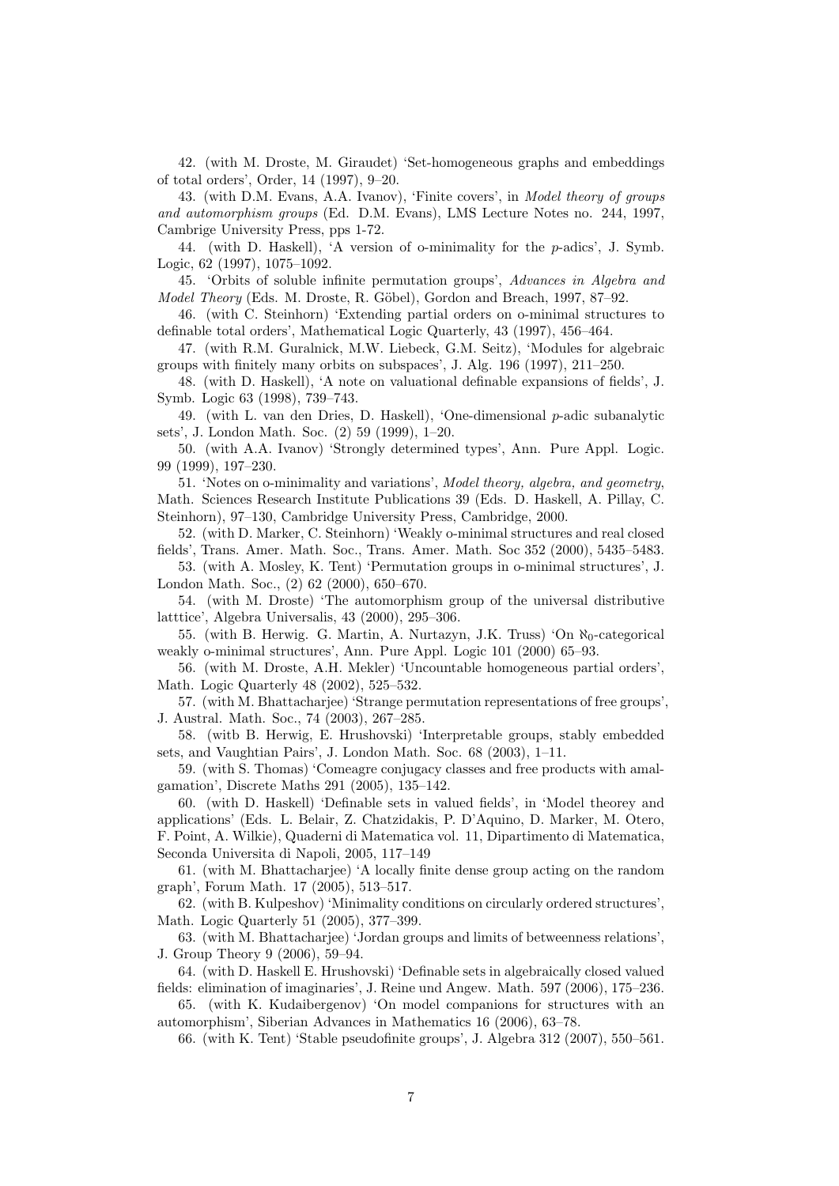42. (with M. Droste, M. Giraudet) 'Set-homogeneous graphs and embeddings of total orders', Order, 14 (1997), 9–20.

43. (with D.M. Evans, A.A. Ivanov), 'Finite covers', in *Model theory of groups and automorphism groups* (Ed. D.M. Evans), LMS Lecture Notes no. 244, 1997, Cambrige University Press, pps 1-72.

44. (with D. Haskell), 'A version of o-minimality for the $p$-adics', J. Symb. Logic, 62 (1997), 1075–1092.

45. 'Orbits of soluble infinite permutation groups', *Advances in Algebra and Model Theory* (Eds. M. Droste, R. Göbel), Gordon and Breach, 1997, 87–92.

46. (with C. Steinhorn) 'Extending partial orders on o-minimal structures to definable total orders', Mathematical Logic Quarterly, 43 (1997), 456–464.

47. (with R.M. Guralnick, M.W. Liebeck, G.M. Seitz), 'Modules for algebraic groups with finitely many orbits on subspaces', J. Alg. 196 (1997), 211–250.

48. (with D. Haskell), 'A note on valuational definable expansions of fields', J. Symb. Logic 63 (1998), 739–743.

49. (with L. van den Dries, D. Haskell), 'One-dimensional $p$-adic subanalytic sets', J. London Math. Soc. (2) 59 (1999), 1–20.

50. (with A.A. Ivanov) 'Strongly determined types', Ann. Pure Appl. Logic. 99 (1999), 197–230.

51. 'Notes on o-minimality and variations', *Model theory, algebra, and geometry*, Math. Sciences Research Institute Publications 39 (Eds. D. Haskell, A. Pillay, C. Steinhorn), 97–130, Cambridge University Press, Cambridge, 2000.

52. (with D. Marker, C. Steinhorn) 'Weakly o-minimal structures and real closed fields', Trans. Amer. Math. Soc., Trans. Amer. Math. Soc 352 (2000), 5435–5483.

53. (with A. Mosley, K. Tent) 'Permutation groups in o-minimal structures', J. London Math. Soc., (2) 62 (2000), 650–670.

54. (with M. Droste) 'The automorphism group of the universal distributive latttice', Algebra Universalis, 43 (2000), 295–306.

55. (with B. Herwig. G. Martin, A. Nurtazyn, J.K. Truss) 'On $\aleph_0$-categorical weakly o-minimal structures', Ann. Pure Appl. Logic 101 (2000) 65–93.

56. (with M. Droste, A.H. Mekler) 'Uncountable homogeneous partial orders', Math. Logic Quarterly 48 (2002), 525–532.

57. (with M. Bhattacharjee) 'Strange permutation representations of free groups', J. Austral. Math. Soc., 74 (2003), 267–285.

58. (witb B. Herwig, E. Hrushovski) 'Interpretable groups, stably embedded sets, and Vaughtian Pairs', J. London Math. Soc. 68 (2003), 1–11.

59. (with S. Thomas) 'Comeagre conjugacy classes and free products with amalgamation', Discrete Maths 291 (2005), 135–142.

60. (with D. Haskell) 'Definable sets in valued fields', in 'Model theorey and applications' (Eds. L. Belair, Z. Chatzidakis, P. D'Aquino, D. Marker, M. Otero, F. Point, A. Wilkie), Quaderni di Matematica vol. 11, Dipartimento di Matematica, Seconda Universita di Napoli, 2005, 117–149

61. (with M. Bhattacharjee) 'A locally finite dense group acting on the random graph', Forum Math. 17 (2005), 513–517.

62. (with B. Kulpeshov) 'Minimality conditions on circularly ordered structures', Math. Logic Quarterly 51 (2005), 377–399.

63. (with M. Bhattacharjee) 'Jordan groups and limits of betweenness relations', J. Group Theory 9 (2006), 59–94.

64. (with D. Haskell E. Hrushovski) 'Definable sets in algebraically closed valued fields: elimination of imaginaries', J. Reine und Angew. Math. 597 (2006), 175–236.

65. (with K. Kudaibergenov) 'On model companions for structures with an automorphism', Siberian Advances in Mathematics 16 (2006), 63–78.

66. (with K. Tent) 'Stable pseudofinite groups', J. Algebra 312 (2007), 550–561.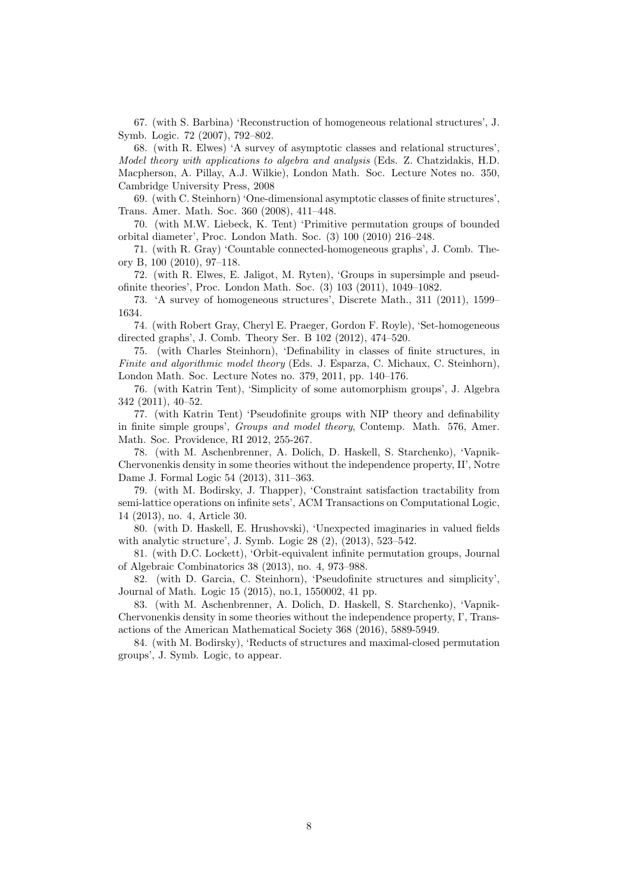67. (with S. Barbina) 'Reconstruction of homogeneous relational structures', J. Symb. Logic. 72 (2007), 792–802.

68. (with R. Elwes) 'A survey of asymptotic classes and relational structures', *Model theory with applications to algebra and analysis* (Eds. Z. Chatzidakis, H.D. Macpherson, A. Pillay, A.J. Wilkie), London Math. Soc. Lecture Notes no. 350, Cambridge University Press, 2008

69. (with C. Steinhorn) 'One-dimensional asymptotic classes of finite structures', Trans. Amer. Math. Soc. 360 (2008), 411–448.

70. (with M.W. Liebeck, K. Tent) 'Primitive permutation groups of bounded orbital diameter', Proc. London Math. Soc. (3) 100 (2010) 216–248.

71. (with R. Gray) 'Countable connected-homogeneous graphs', J. Comb. Theory B, 100 (2010), 97–118.

72. (with R. Elwes, E. Jaligot, M. Ryten), 'Groups in supersimple and pseudofinite theories', Proc. London Math. Soc. (3) 103 (2011), 1049–1082.

73. 'A survey of homogeneous structures', Discrete Math., 311 (2011), 1599–1634.

74. (with Robert Gray, Cheryl E. Praeger, Gordon F. Royle), 'Set-homogeneous directed graphs', J. Comb. Theory Ser. B 102 (2012), 474–520.

75. (with Charles Steinhorn), 'Definability in classes of finite structures, in *Finite and algorithmic model theory* (Eds. J. Esparza, C. Michaux, C. Steinhorn), London Math. Soc. Lecture Notes no. 379, 2011, pp. 140–176.

76. (with Katrin Tent), 'Simplicity of some automorphism groups', J. Algebra 342 (2011), 40–52.

77. (with Katrin Tent) 'Pseudofinite groups with NIP theory and definability in finite simple groups', *Groups and model theory*, Contemp. Math. 576, Amer. Math. Soc. Providence, RI 2012, 255-267.

78. (with M. Aschenbrenner, A. Dolich, D. Haskell, S. Starchenko), 'Vapnik-Chervonenkis density in some theories without the independence property, II', Notre Dame J. Formal Logic 54 (2013), 311–363.

79. (with M. Bodirsky, J. Thapper), 'Constraint satisfaction tractability from semi-lattice operations on infinite sets', ACM Transactions on Computational Logic, 14 (2013), no. 4, Article 30.

80. (with D. Haskell, E. Hrushovski), 'Unexpected imaginaries in valued fields with analytic structure', J. Symb. Logic 28 (2), (2013), 523–542.

81. (with D.C. Lockett), 'Orbit-equivalent infinite permutation groups, Journal of Algebraic Combinatorics 38 (2013), no. 4, 973–988.

82. (with D. Garcia, C. Steinhorn), 'Pseudofinite structures and simplicity', Journal of Math. Logic 15 (2015), no.1, 1550002, 41 pp.

83. (with M. Aschenbrenner, A. Dolich, D. Haskell, S. Starchenko), 'Vapnik-Chervonenkis density in some theories without the independence property, I', Transactions of the American Mathematical Society 368 (2016), 5889-5949.

84. (with M. Bodirsky), 'Reducts of structures and maximal-closed permutation groups', J. Symb. Logic, to appear.